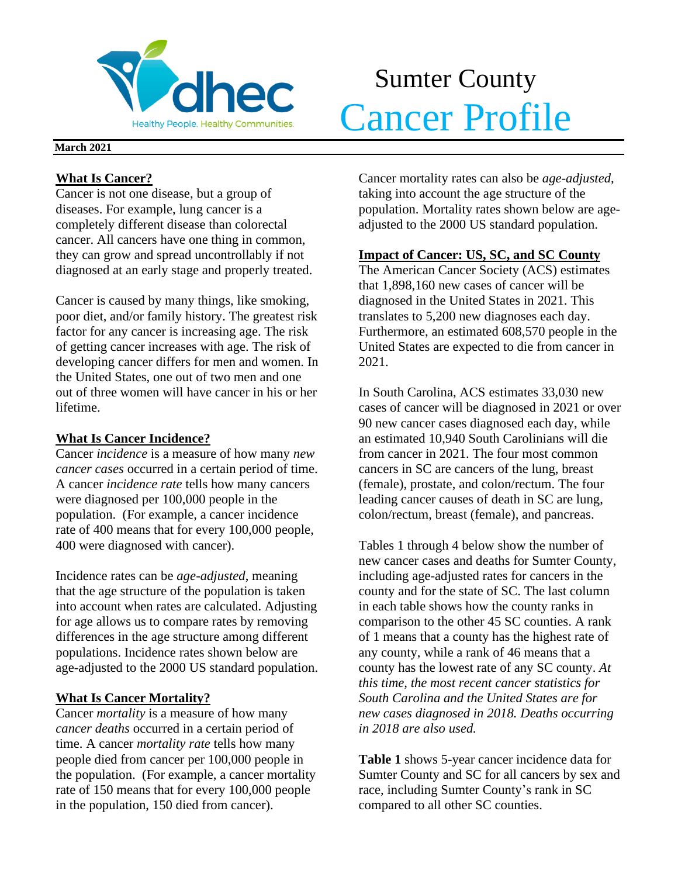dhec

Healthy People. Healthy Communities.

# Sumter County Cancer Profile

**March 2021**

## What Is Cancer?

Cancer is not one disease, but a group of diseases. For example, lung cancer is a completely different disease than colorectal cancer. All cancers have one thing in common, they can grow and spread uncontrollably if not diagnosed at an early stage and properly treated.

Cancer is caused by many things, like smoking, poor diet, and/or family history. The greatest risk factor for any cancer is increasing age. The risk of getting cancer increases with age. The risk of developing cancer differs for men and women. In the United States, one out of two men and one out of three women will have cancer in his or her lifetime.

## What Is Cancer Incidence?

Cancer *incidence* is a measure of how many *new cancer cases* occurred in a certain period of time. A cancer *incidence rate* tells how many cancers were diagnosed per 100,000 people in the population. (For example, a cancer incidence rate of 400 means that for every 100,000 people, 400 were diagnosed with cancer).

Incidence rates can be *age-adjusted*, meaning that the age structure of the population is taken into account when rates are calculated. Adjusting for age allows us to compare rates by removing differences in the age structure among different populations. Incidence rates shown below are age-adjusted to the 2000 US standard population.

## What Is Cancer Mortality?

Cancer *mortality* is a measure of how many *cancer deaths* occurred in a certain period of time. A cancer *mortality rate* tells how many people died from cancer per 100,000 people in the population. (For example, a cancer mortality rate of 150 means that for every 100,000 people in the population, 150 died from cancer).

Cancer mortality rates can also be *age-adjusted*, taking into account the age structure of the population. Mortality rates shown below are age-adjusted to the 2000 US standard population.

## Impact of Cancer: US, SC, and SC County

The American Cancer Society (ACS) estimates that 1,898,160 new cases of cancer will be diagnosed in the United States in 2021. This translates to 5,200 new diagnoses each day. Furthermore, an estimated 608,570 people in the United States are expected to die from cancer in 2021.

In South Carolina, ACS estimates 33,030 new cases of cancer will be diagnosed in 2021 or over 90 new cancer cases diagnosed each day, while an estimated 10,940 South Carolinians will die from cancer in 2021. The four most common cancers in SC are cancers of the lung, breast (female), prostate, and colon/rectum. The four leading cancer causes of death in SC are lung, colon/rectum, breast (female), and pancreas.

Tables 1 through 4 below show the number of new cancer cases and deaths for Sumter County, including age-adjusted rates for cancers in the county and for the state of SC. The last column in each table shows how the county ranks in comparison to the other 45 SC counties. A rank of 1 means that a county has the highest rate of any county, while a rank of 46 means that a county has the lowest rate of any SC county. *At this time, the most recent cancer statistics for South Carolina and the United States are for new cases diagnosed in 2018. Deaths occurring in 2018 are also used.*

**Table 1** shows 5-year cancer incidence data for Sumter County and SC for all cancers by sex and race, including Sumter County's rank in SC compared to all other SC counties.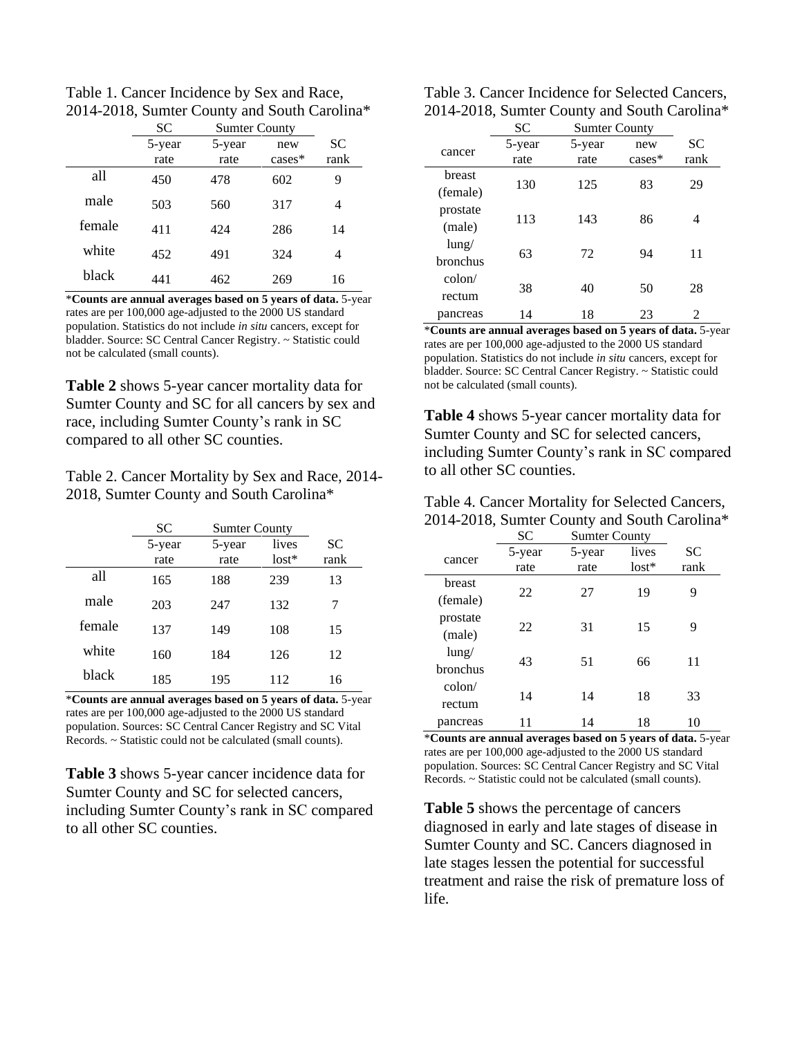Table 1. Cancer Incidence by Sex and Race, 2014-2018, Sumter County and South Carolina*

| | SC | Sumter County | | |
|---|---|---|---|---|
| | 5-year rate | 5-year rate | new cases* | SC rank |
| all | 450 | 478 | 602 | 9 |
| male | 503 | 560 | 317 | 4 |
| female | 411 | 424 | 286 | 14 |
| white | 452 | 491 | 324 | 4 |
| black | 441 | 462 | 269 | 16 |

***Counts are annual averages based on 5 years of data.** 5-year rates are per 100,000 age-adjusted to the 2000 US standard population. Statistics do not include *in situ* cancers, except for bladder. Source: SC Central Cancer Registry. ~ Statistic could not be calculated (small counts).

**Table 2** shows 5-year cancer mortality data for Sumter County and SC for all cancers by sex and race, including Sumter County's rank in SC compared to all other SC counties.

Table 2. Cancer Mortality by Sex and Race, 2014-2018, Sumter County and South Carolina*

| | SC | Sumter County | | |
|---|---|---|---|---|
| | 5-year rate | 5-year rate | lives lost* | SC rank |
| all | 165 | 188 | 239 | 13 |
| male | 203 | 247 | 132 | 7 |
| female | 137 | 149 | 108 | 15 |
| white | 160 | 184 | 126 | 12 |
| black | 185 | 195 | 112 | 16 |

***Counts are annual averages based on 5 years of data.** 5-year rates are per 100,000 age-adjusted to the 2000 US standard population. Sources: SC Central Cancer Registry and SC Vital Records. ~ Statistic could not be calculated (small counts).

**Table 3** shows 5-year cancer incidence data for Sumter County and SC for selected cancers, including Sumter County's rank in SC compared to all other SC counties.

Table 3. Cancer Incidence for Selected Cancers, 2014-2018, Sumter County and South Carolina*

| | SC | Sumter County | | |
|---|---|---|---|---|
| cancer | 5-year rate | 5-year rate | new cases* | SC rank |
| breast (female) | 130 | 125 | 83 | 29 |
| prostate (male) | 113 | 143 | 86 | 4 |
| lung/ bronchus | 63 | 72 | 94 | 11 |
| colon/ rectum | 38 | 40 | 50 | 28 |
| pancreas | 14 | 18 | 23 | 2 |

***Counts are annual averages based on 5 years of data.** 5-year rates are per 100,000 age-adjusted to the 2000 US standard population. Statistics do not include *in situ* cancers, except for bladder. Source: SC Central Cancer Registry. ~ Statistic could not be calculated (small counts).

**Table 4** shows 5-year cancer mortality data for Sumter County and SC for selected cancers, including Sumter County's rank in SC compared to all other SC counties.

Table 4. Cancer Mortality for Selected Cancers, 2014-2018, Sumter County and South Carolina*

| | SC | Sumter County | | |
|---|---|---|---|---|
| cancer | 5-year rate | 5-year rate | lives lost* | SC rank |
| breast (female) | 22 | 27 | 19 | 9 |
| prostate (male) | 22 | 31 | 15 | 9 |
| lung/ bronchus | 43 | 51 | 66 | 11 |
| colon/ rectum | 14 | 14 | 18 | 33 |
| pancreas | 11 | 14 | 18 | 10 |

***Counts are annual averages based on 5 years of data.** 5-year rates are per 100,000 age-adjusted to the 2000 US standard population. Sources: SC Central Cancer Registry and SC Vital Records. ~ Statistic could not be calculated (small counts).

**Table 5** shows the percentage of cancers diagnosed in early and late stages of disease in Sumter County and SC. Cancers diagnosed in late stages lessen the potential for successful treatment and raise the risk of premature loss of life.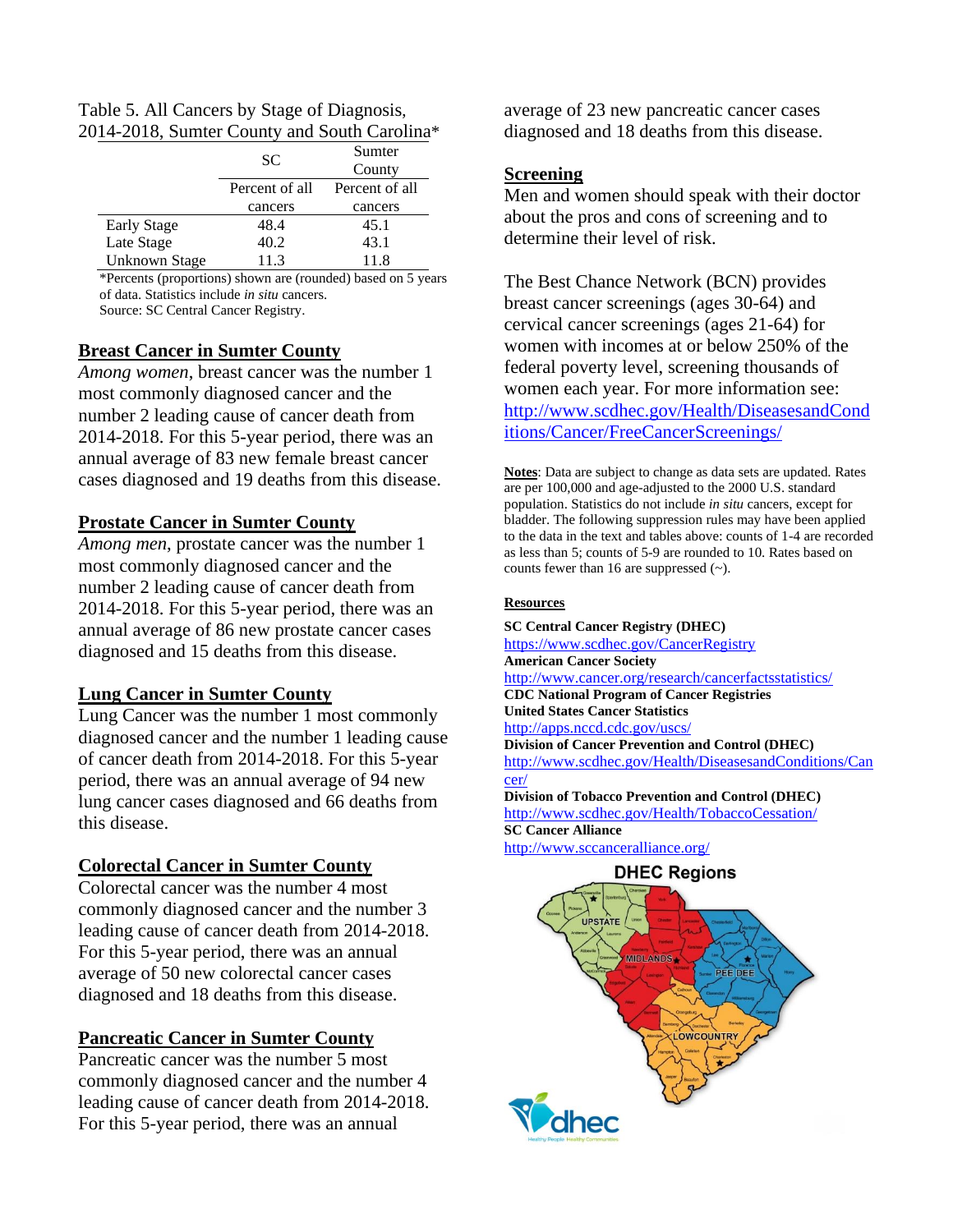Table 5. All Cancers by Stage of Diagnosis, 2014-2018, Sumter County and South Carolina*

| | SC | Sumter County |
|---|---|---|
| | Percent of all cancers | Percent of all cancers |
| Early Stage | 48.4 | 45.1 |
| Late Stage | 40.2 | 43.1 |
| Unknown Stage | 11.3 | 11.8 |

*Percents (proportions) shown are (rounded) based on 5 years of data. Statistics include *in situ* cancers.
Source: SC Central Cancer Registry.

## Breast Cancer in Sumter County

*Among women*, breast cancer was the number 1 most commonly diagnosed cancer and the number 2 leading cause of cancer death from 2014-2018. For this 5-year period, there was an annual average of 83 new female breast cancer cases diagnosed and 19 deaths from this disease.

## Prostate Cancer in Sumter County

*Among men*, prostate cancer was the number 1 most commonly diagnosed cancer and the number 2 leading cause of cancer death from 2014-2018. For this 5-year period, there was an annual average of 86 new prostate cancer cases diagnosed and 15 deaths from this disease.

## Lung Cancer in Sumter County

Lung Cancer was the number 1 most commonly diagnosed cancer and the number 1 leading cause of cancer death from 2014-2018. For this 5-year period, there was an annual average of 94 new lung cancer cases diagnosed and 66 deaths from this disease.

## Colorectal Cancer in Sumter County

Colorectal cancer was the number 4 most commonly diagnosed cancer and the number 3 leading cause of cancer death from 2014-2018. For this 5-year period, there was an annual average of 50 new colorectal cancer cases diagnosed and 18 deaths from this disease.

## Pancreatic Cancer in Sumter County

Pancreatic cancer was the number 5 most commonly diagnosed cancer and the number 4 leading cause of cancer death from 2014-2018. For this 5-year period, there was an annual average of 23 new pancreatic cancer cases diagnosed and 18 deaths from this disease.

## Screening

Men and women should speak with their doctor about the pros and cons of screening and to determine their level of risk.

The Best Chance Network (BCN) provides breast cancer screenings (ages 30-64) and cervical cancer screenings (ages 21-64) for women with incomes at or below 250% of the federal poverty level, screening thousands of women each year. For more information see: http://www.scdhec.gov/Health/DiseasesandConditions/Cancer/FreeCancerScreenings/

**Notes**: Data are subject to change as data sets are updated. Rates are per 100,000 and age-adjusted to the 2000 U.S. standard population. Statistics do not include *in situ* cancers, except for bladder. The following suppression rules may have been applied to the data in the text and tables above: counts of 1-4 are recorded as less than 5; counts of 5-9 are rounded to 10. Rates based on counts fewer than 16 are suppressed (~).

**Resources**

**SC Central Cancer Registry (DHEC)**
https://www.scdhec.gov/CancerRegistry
**American Cancer Society**
http://www.cancer.org/research/cancerfactsstatistics/
**CDC National Program of Cancer Registries**
**United States Cancer Statistics**
http://apps.nccd.cdc.gov/uscs/
**Division of Cancer Prevention and Control (DHEC)**
http://www.scdhec.gov/Health/DiseasesandConditions/Cancer/
**Division of Tobacco Prevention and Control (DHEC)**
http://www.scdhec.gov/Health/TobaccoCessation/
**SC Cancer Alliance**
http://www.sccanceralliance.org/

DHEC Regions

UPSTATE
MIDLANDS
PEE DEE
LOWCOUNTRY

dhec
Healthy People Healthy Communities